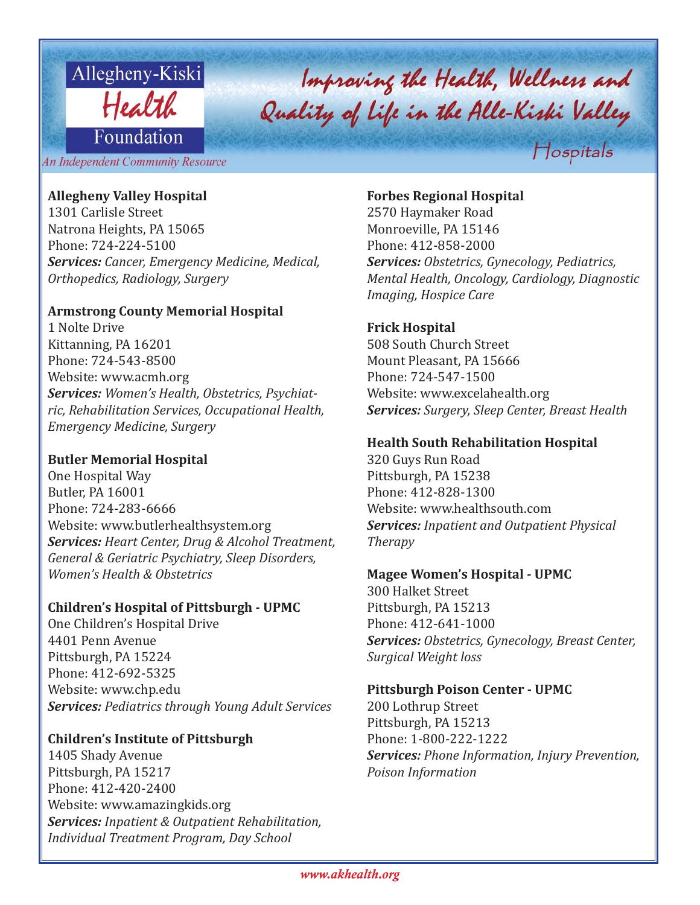Allegheny-Kiski Health Foundation

*An Independent Community Resource*

# Improving the Health, Wellness and Quality of Life in the Alle-Kiski Valley

## Hospitals

**Allegheny Valley Hospital**
1301 Carlisle Street
Natrona Heights, PA 15065
Phone: 724-224-5100
***Services:*** *Cancer, Emergency Medicine, Medical, Orthopedics, Radiology, Surgery*

**Armstrong County Memorial Hospital**
1 Nolte Drive
Kittanning, PA 16201
Phone: 724-543-8500
Website: www.acmh.org
***Services:*** *Women's Health, Obstetrics, Psychiatric, Rehabilitation Services, Occupational Health, Emergency Medicine, Surgery*

**Butler Memorial Hospital**
One Hospital Way
Butler, PA 16001
Phone: 724-283-6666
Website: www.butlerhealthsystem.org
***Services:*** *Heart Center, Drug & Alcohol Treatment, General & Geriatric Psychiatry, Sleep Disorders, Women's Health & Obstetrics*

**Children's Hospital of Pittsburgh - UPMC**
One Children's Hospital Drive
4401 Penn Avenue
Pittsburgh, PA 15224
Phone: 412-692-5325
Website: www.chp.edu
***Services:*** *Pediatrics through Young Adult Services*

**Children's Institute of Pittsburgh**
1405 Shady Avenue
Pittsburgh, PA 15217
Phone: 412-420-2400
Website: www.amazingkids.org
***Services:*** *Inpatient & Outpatient Rehabilitation, Individual Treatment Program, Day School*

**Forbes Regional Hospital**
2570 Haymaker Road
Monroeville, PA 15146
Phone: 412-858-2000
***Services:*** *Obstetrics, Gynecology, Pediatrics, Mental Health, Oncology, Cardiology, Diagnostic Imaging, Hospice Care*

**Frick Hospital**
508 South Church Street
Mount Pleasant, PA 15666
Phone: 724-547-1500
Website: www.excelahealth.org
***Services:*** *Surgery, Sleep Center, Breast Health*

**Health South Rehabilitation Hospital**
320 Guys Run Road
Pittsburgh, PA 15238
Phone: 412-828-1300
Website: www.healthsouth.com
***Services:*** *Inpatient and Outpatient Physical Therapy*

**Magee Women's Hospital - UPMC**
300 Halket Street
Pittsburgh, PA 15213
Phone: 412-641-1000
***Services:*** *Obstetrics, Gynecology, Breast Center, Surgical Weight loss*

**Pittsburgh Poison Center - UPMC**
200 Lothrup Street
Pittsburgh, PA 15213
Phone: 1-800-222-1222
***Services:*** *Phone Information, Injury Prevention, Poison Information*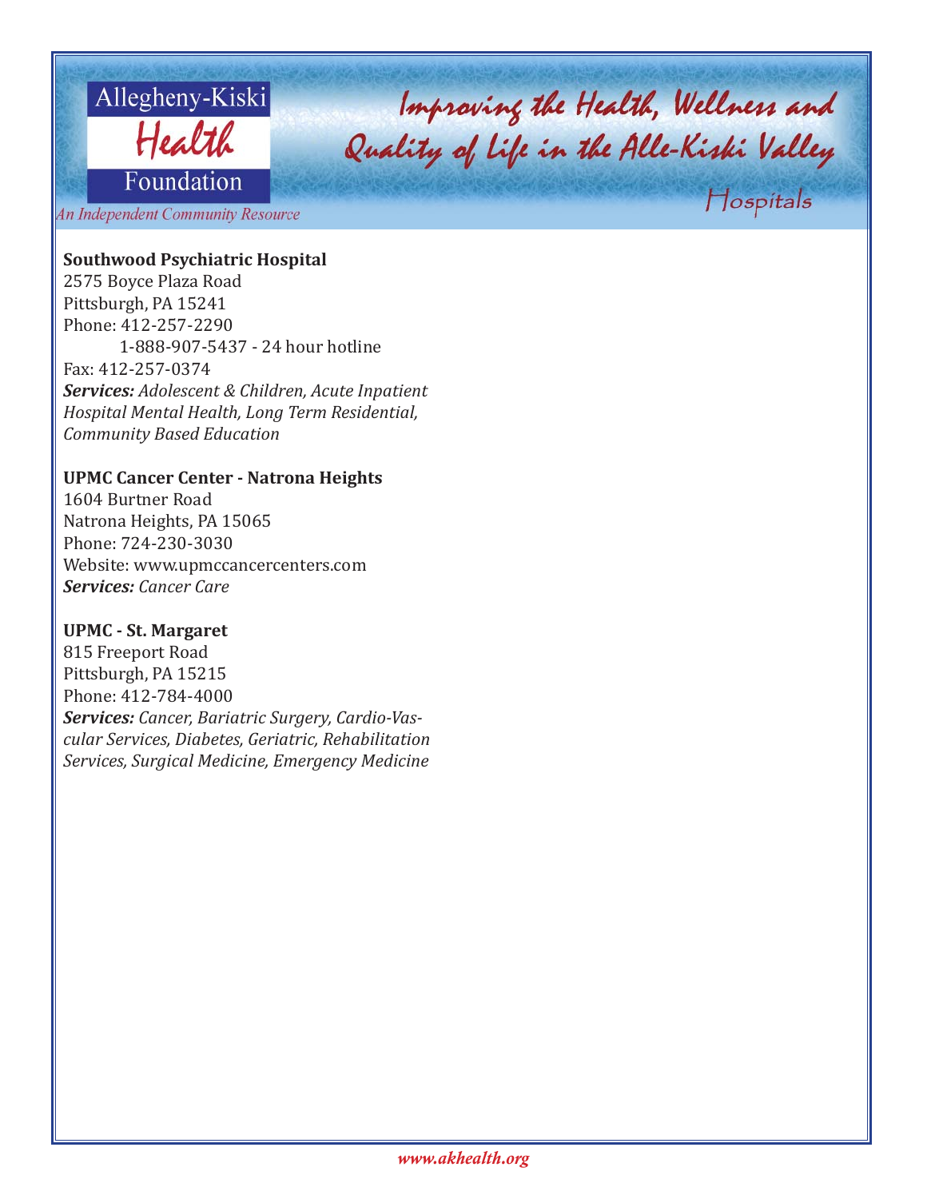Allegheny-Kiski Health Foundation

An Independent Community Resource

Improving the Health, Wellness and Quality of Life in the Alle-Kiski Valley

# Hospitals

**Southwood Psychiatric Hospital**
2575 Boyce Plaza Road
Pittsburgh, PA 15241
Phone: 412-257-2290
1-888-907-5437 - 24 hour hotline
Fax: 412-257-0374
***Services:*** *Adolescent & Children, Acute Inpatient Hospital Mental Health, Long Term Residential, Community Based Education*

**UPMC Cancer Center - Natrona Heights**
1604 Burtner Road
Natrona Heights, PA 15065
Phone: 724-230-3030
Website: www.upmccancercenters.com
***Services:*** *Cancer Care*

**UPMC - St. Margaret**
815 Freeport Road
Pittsburgh, PA 15215
Phone: 412-784-4000
***Services:*** *Cancer, Bariatric Surgery, Cardio-Vascular Services, Diabetes, Geriatric, Rehabilitation Services, Surgical Medicine, Emergency Medicine*